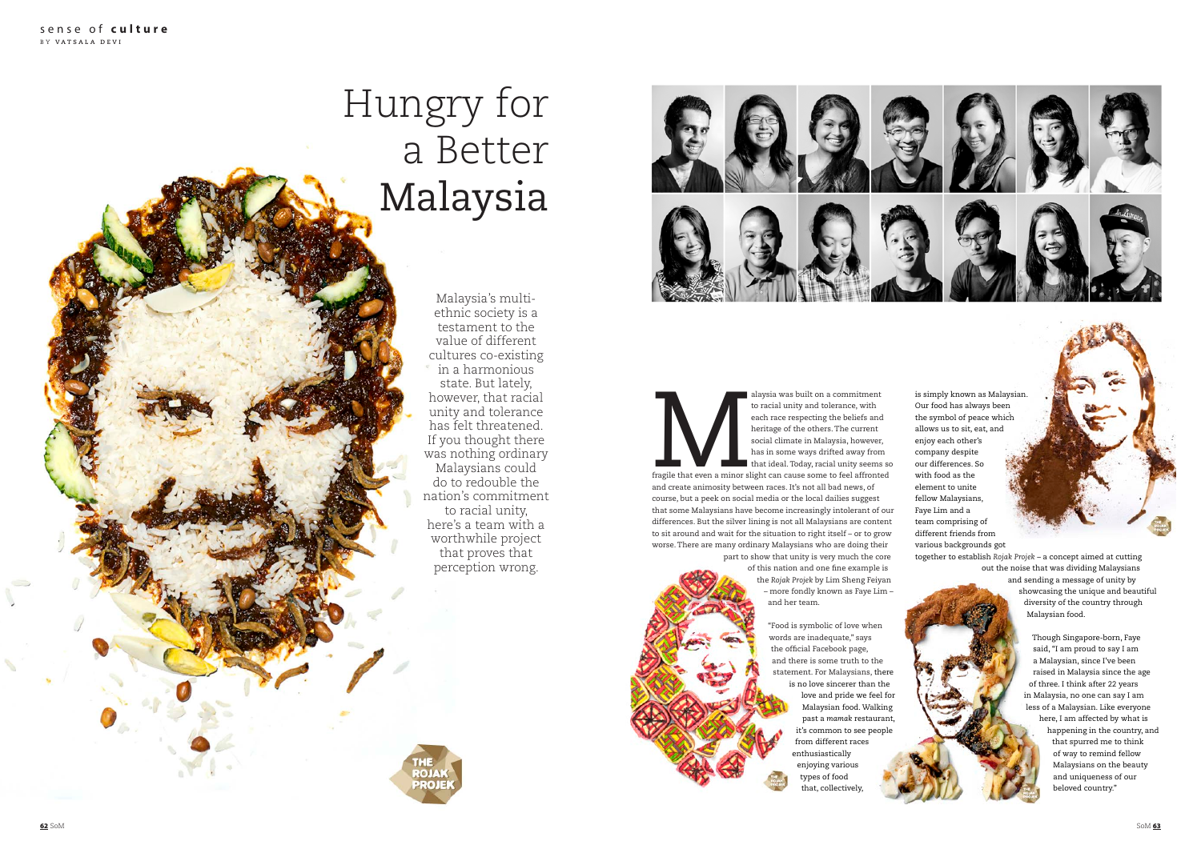# Hungry for a Better Malaysia

BY VATSALA DEVI

Malaysia's multi-ethnic society is a testament to the value of different cultures co-existing in a harmonious state. But lately, however, that racial unity and tolerance has felt threatened. If you thought there was nothing ordinary Malaysians could do to redouble the nation's commitment to racial unity, here's a team with a worthwhile project that proves that perception wrong.

Malaysia was built on a commitment to racial unity and tolerance, with each race respecting the beliefs and heritage of the others. The current social climate in Malaysia, however, has in some ways drifted away from that ideal. Today, racial unity seems so fragile that even a minor slight can cause some to feel affronted and create animosity between races. It's not all bad news, of course, but a peek on social media or the local dailies suggest that some Malaysians have become increasingly intolerant of our differences. But the silver lining is not all Malaysians are content to sit around and wait for the situation to right itself – or to grow worse. There are many ordinary Malaysians who are doing their part to show that unity is very much the core of this nation and one fine example is the *Rojak Projek* by Lim Sheng Feiyan – more fondly known as Faye Lim – and her team.

"Food is symbolic of love when words are inadequate," says the official Facebook page, and there is some truth to the statement. For Malaysians, there is no love sincerer than the love and pride we feel for Malaysian food. Walking past a *mamak* restaurant, it's common to see people from different races enthusiastically enjoying various types of food that, collectively, is simply known as Malaysian. Our food has always been the symbol of peace which allows us to sit, eat, and enjoy each other's company despite our differences. So with food as the element to unite fellow Malaysians, Faye Lim and a team comprising of different friends from various backgrounds got together to establish *Rojak Projek* – a concept aimed at cutting out the noise that was dividing Malaysians and sending a message of unity by showcasing the unique and beautiful diversity of the country through Malaysian food.

Though Singapore-born, Faye said, "I am proud to say I am a Malaysian, since I've been raised in Malaysia since the age of three. I think after 22 years in Malaysia, no one can say I am less of a Malaysian. Like everyone here, I am affected by what is happening in the country, and that spurred me to think of way to remind fellow Malaysians on the beauty and uniqueness of our beloved country."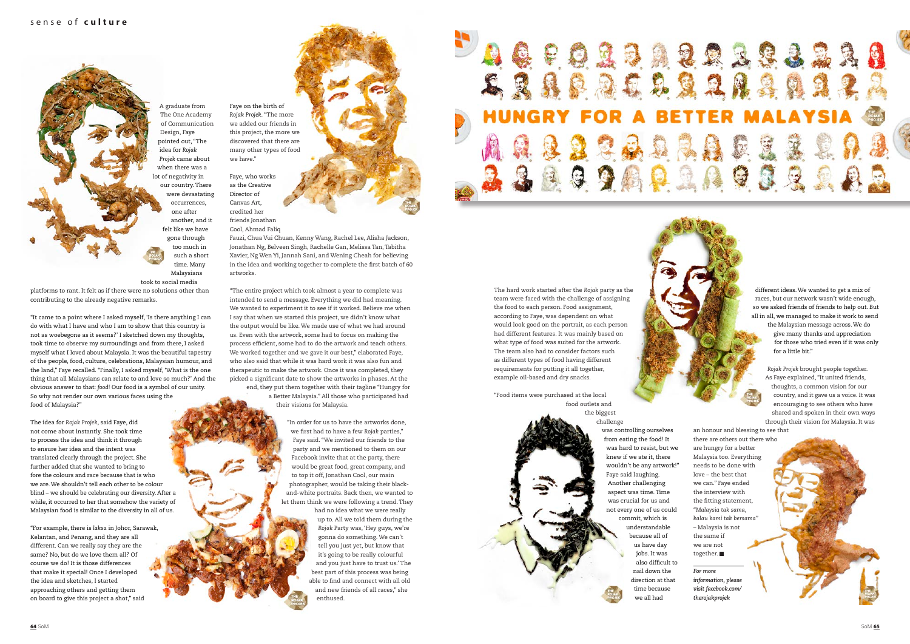A graduate from The One Academy of Communication Design, Faye pointed out, "The idea for *Rojak Projek* came about when there was a lot of negativity in our country. There were devastating occurrences, one after another, and it felt like we have gone through too much in such a short time. Many Malaysians took to social media platforms to rant. It felt as if there were no solutions other than contributing to the already negative remarks.

"It came to a point where I asked myself, 'Is there anything I can do with what I have and who I am to show that this country is not as woebegone as it seems?' I sketched down my thoughts, took time to observe my surroundings and from there, I asked myself what I loved about Malaysia. It was the beautiful tapestry of the people, food, culture, celebrations, Malaysian humour, and the land," Faye recalled. "Finally, I asked myself, 'What is the one thing that all Malaysians can relate to and love so much?' And the obvious answer to that: *food*! Our food is a symbol of our unity. So why not render our own various faces using the food of Malaysia?"

The idea for *Rojak Projek*, said Faye, did not come about instantly. She took time to process the idea and think it through to ensure her idea and the intent was translated clearly through the project. She further added that she wanted to bring to fore the colours and race because that is who we are. We shouldn't tell each other to be colour blind – we should be celebrating our diversity. After a while, it occurred to her that somehow the variety of Malaysian food is similar to the diversity in all of us.

"For example, there is *laksa* in Johor, Sarawak, Kelantan, and Penang, and they are all different. Can we really say they are the same? No, but do we love them all? Of course we do! It is those differences that make it special! Once I developed the idea and sketches, I started approaching others and getting them on board to give this project a shot," said Faye on the birth of *Rojak Projek*. "The more we added our friends in this project, the more we discovered that there are many other types of food we have."

Faye, who works as the Creative Director of Canvas Art, credited her friends Jonathan Cool, Ahmad Faliq Fauzi, Chua Vui Chuan, Kenny Wang, Rachel Lee, Alisha Jackson, Jonathan Ng, Belveen Singh, Rachelle Gan, Melissa Tan, Tabitha Xavier, Ng Wen Yi, Jannah Sani, and Wening Cheah for believing in the idea and working together to complete the first batch of 60 artworks.

"The entire project which took almost a year to complete was intended to send a message. Everything we did had meaning. We wanted to experiment it to see if it worked. Believe me when I say that when we started this project, we didn't know what the output would be like. We made use of what we had around us. Even with the artwork, some had to focus on making the process efficient, some had to do the artwork and teach others. We worked together and we gave it our best," elaborated Faye, who also said that while it was hard work it was also fun and therapeutic to make the artwork. Once it was completed, they picked a significant date to show the artworks in phases. At the end, they put them together with their tagline "Hungry for a Better Malaysia." All those who participated had their visions for Malaysia.

"In order for us to have the artworks done, we first had to have a few *Rojak* parties," Faye said. "We invited our friends to the party and we mentioned to them on our Facebook invite that at the party, there would be great food, great company, and to top it off, Jonathan Cool, our main photographer, would be taking their black-and-white portraits. Back then, we wanted to let them think we were following a trend. They had no idea what we were really up to. All we told them during the *Rojak* Party was, 'Hey guys, we're gonna do something. We can't tell you just yet, but know that it's going to be really colourful and you just have to trust us.' The best part of this process was being able to find and connect with all old and new friends of all races," she enthused.

# HUNGRY FOR A BETTER MALAYSIA

The hard work started after the *Rojak* party as the team were faced with the challenge of assigning the food to each person. Food assignment, according to Faye, was dependent on what would look good on the portrait, as each person had different features. It was mainly based on what type of food was suited for the artwork. The team also had to consider factors such as different types of food having different requirements for putting it all together, example oil-based and dry snacks.

"Food items were purchased at the local food outlets and the biggest challenge was controlling ourselves from eating the food! It was hard to resist, but we knew if we ate it, there wouldn't be any artwork!" Faye said laughing. Another challenging aspect was time. Time was crucial for us and not every one of us could commit, which is understandable because all of us have day jobs. It was also difficult to nail down the direction at that time because we all had different ideas. We wanted to get a mix of races, but our network wasn't wide enough, so we asked friends of friends to help out. But all in all, we managed to make it work to send the Malaysian message across. We do give many thanks and appreciation for those who tried even if it was only for a little bit."

*Rojak Projek* brought people together. As Faye explained, "It united friends, thoughts, a common vision for our country, and it gave us a voice. It was encouraging to see others who have shared and spoken in their own ways through their vision for Malaysia. It was an honour and blessing to see that there are others out there who are hungry for a better Malaysia too. Everything needs to be done with love – the best that we can." Faye ended the interview with the fitting statement, *"Malaysia tak sama, kalau kami tak bersama"* – Malaysia is not the same if we are not together. ■

***For more information, please visit facebook.com/therojakprojek***